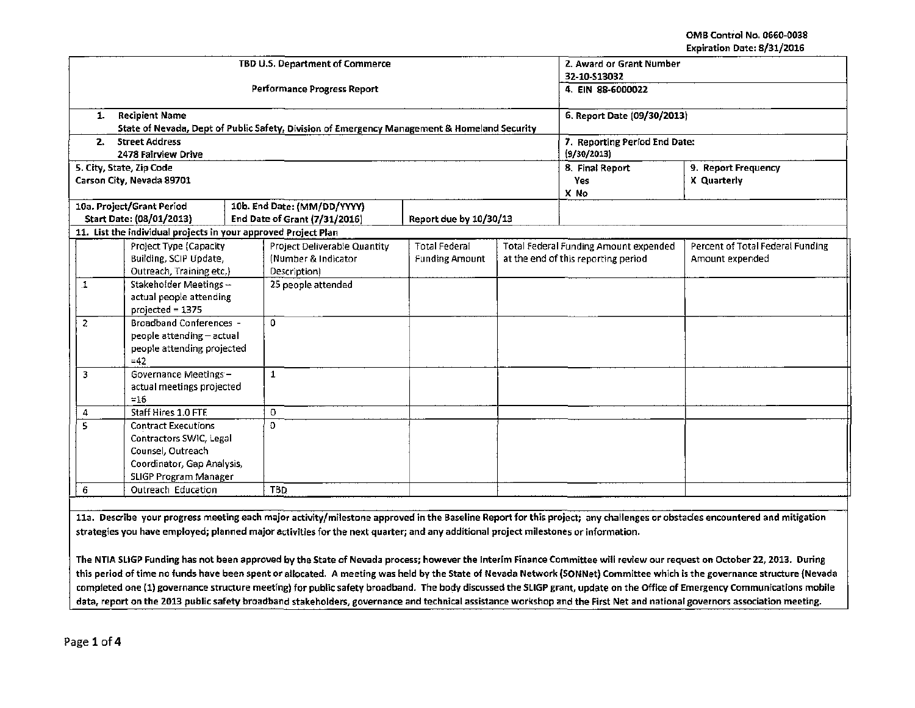OMB Control No. 0660-0038
Expiration Date: 8/31/2016

| TBD U.S. Department of Commerce<br>Performance Progress Report | | | 2. Award or Grant Number<br>32-10-S13032<br>4. EIN 88-6000022 | |
|---|---|---|---|---|
| 1. Recipient Name<br>State of Nevada, Dept of Public Safety, Division of Emergency Management & Homeland Security | | | 6. Report Date (09/30/2013) | |
| 2. Street Address<br>2478 Fairview Drive | | | 7. Reporting Period End Date:<br>(9/30/2013) | |
| 5. City, State, Zip Code<br>Carson City, Nevada 89701 | | | 8. Final Report<br>Yes<br>X No | 9. Report Frequency<br>X Quarterly |
| 10a. Project/Grant Period<br>Start Date: (08/01/2013) | 10b. End Date: (MM/DD/YYYY)<br>End Date of Grant (7/31/2016) | Report due by 10/30/13 | | |

11. List the individual projects in your approved Project Plan

| | Project Type (Capacity Building, SCIP Update, Outreach, Training etc.) | Project Deliverable Quantity (Number & Indicator Description) | Total Federal Funding Amount | Total Federal Funding Amount expended at the end of this reporting period | Percent of Total Federal Funding Amount expended |
|---|---|---|---|---|---|
| 1 | Stakeholder Meetings – actual people attending projected = 1375 | 25 people attended | | | |
| 2 | Broadband Conferences - people attending – actual people attending projected =42 | 0 | | | |
| 3 | Governance Meetings – actual meetings projected =16 | 1 | | | |
| 4 | Staff Hires 1.0 FTE | 0 | | | |
| 5 | Contract Executions Contractors SWIC, Legal Counsel, Outreach Coordinator, Gap Analysis, SLIGP Program Manager | 0 | | | |
| 6 | Outreach Education | TBD | | | |

**11a. Describe your progress meeting each major activity/milestone approved in the Baseline Report for this project; any challenges or obstacles encountered and mitigation strategies you have employed; planned major activities for the next quarter; and any additional project milestones or information.**

**The NTIA SLIGP Funding has not been approved by the State of Nevada process; however the Interim Finance Committee will review our request on October 22, 2013. During this period of time no funds have been spent or allocated. A meeting was held by the State of Nevada Network (SONNet) Committee which is the governance structure (Nevada completed one (1) governance structure meeting) for public safety broadband. The body discussed the SLIGP grant, update on the Office of Emergency Communications mobile data, report on the 2013 public safety broadband stakeholders, governance and technical assistance workshop and the First Net and national governors association meeting.**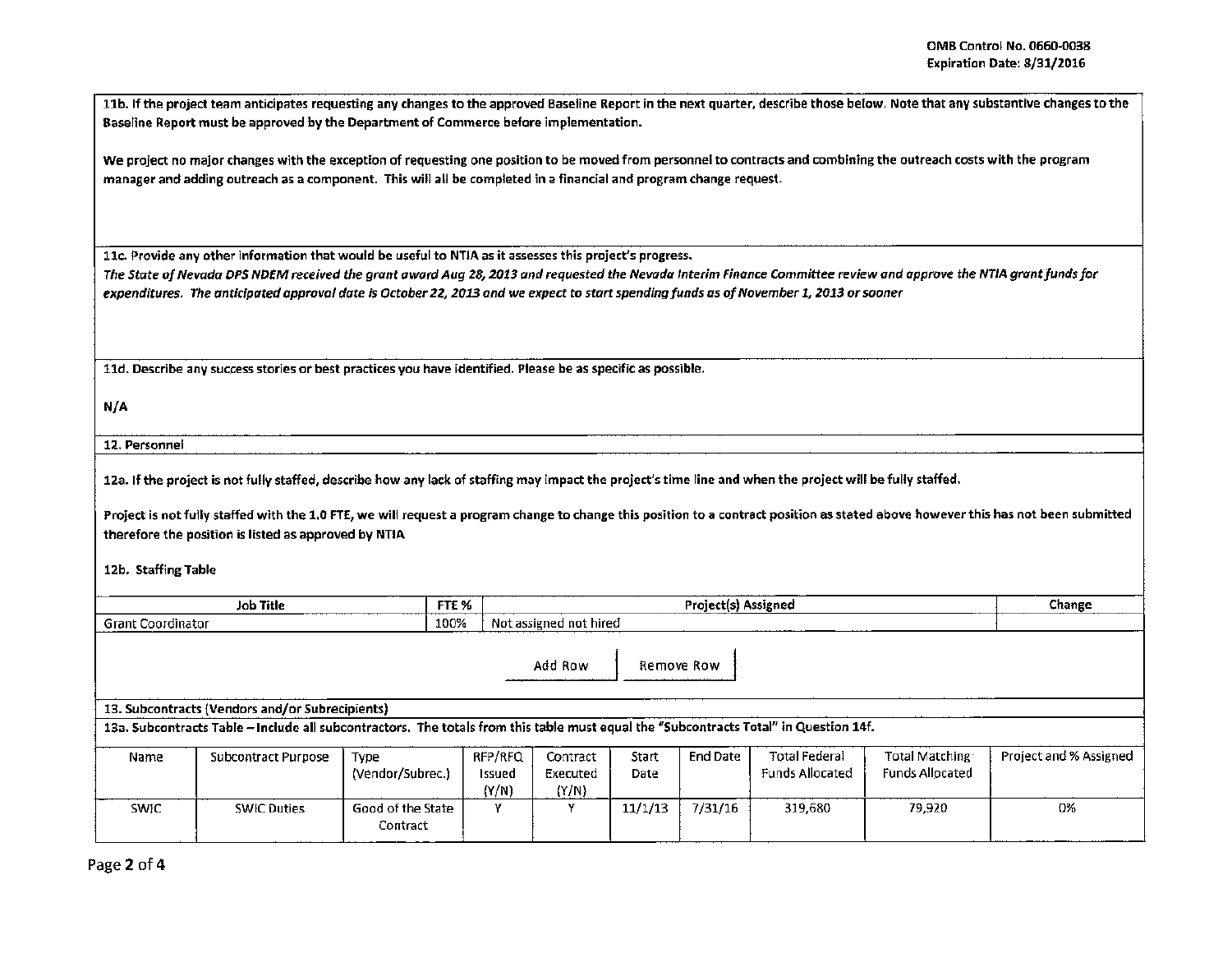**11b. If the project team anticipates requesting any changes to the approved Baseline Report in the next quarter, describe those below. Note that any substantive changes to the Baseline Report must be approved by the Department of Commerce before implementation.**

We project no major changes with the exception of requesting one position to be moved from personnel to contracts and combining the outreach costs with the program manager and adding outreach as a component. This will all be completed in a financial and program change request.

**11c. Provide any other information that would be useful to NTIA as it assesses this project's progress.**

*The State of Nevada DPS NDEM received the grant award Aug 28, 2013 and requested the Nevada Interim Finance Committee review and approve the NTIA grant funds for expenditures. The anticipated approval date is October 22, 2013 and we expect to start spending funds as of November 1, 2013 or sooner*

**11d. Describe any success stories or best practices you have identified. Please be as specific as possible.**

N/A

**12. Personnel**

**12a. If the project is not fully staffed, describe how any lack of staffing may impact the project's time line and when the project will be fully staffed.**

Project is not fully staffed with the 1.0 FTE, we will request a program change to change this position to a contract position as stated above however this has not been submitted therefore the position is listed as approved by NTIA

**12b. Staffing Table**

| Job Title | FTE % | Project(s) Assigned | Change |
|---|---|---|---|
| Grant Coordinator | 100% | Not assigned not hired | |

**13. Subcontracts (Vendors and/or Subrecipients)**

**13a. Subcontracts Table – Include all subcontractors. The totals from this table must equal the "Subcontracts Total" in Question 14f.**

| Name | Subcontract Purpose | Type (Vendor/Subrec.) | RFP/RFQ Issued (Y/N) | Contract Executed (Y/N) | Start Date | End Date | Total Federal Funds Allocated | Total Matching Funds Allocated | Project and % Assigned |
|---|---|---|---|---|---|---|---|---|---|
| SWIC | SWIC Duties | Good of the State Contract | Y | Y | 11/1/13 | 7/31/16 | 319,680 | 79,920 | 0% |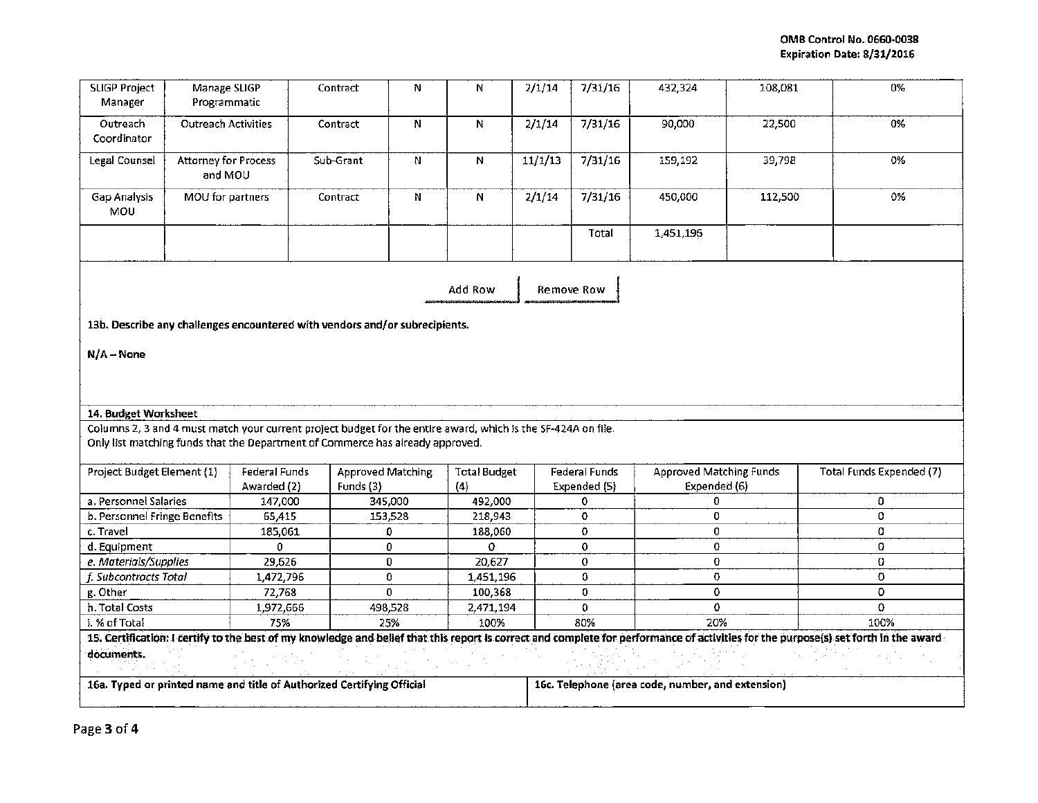| SLIGP Project Manager | Manage SLIGP Programmatic | Contract | N | N | 2/1/14 | 7/31/16 | 432,324 | 108,081 | 0% |
|---|---|---|---|---|---|---|---|---|---|
| Outreach Coordinator | Outreach Activities | Contract | N | N | 2/1/14 | 7/31/16 | 90,000 | 22,500 | 0% |
| Legal Counsel | Attorney for Process and MOU | Sub-Grant | N | N | 11/1/13 | 7/31/16 | 159,192 | 39,798 | 0% |
| Gap Analysis MOU | MOU for partners | Contract | N | N | 2/1/14 | 7/31/16 | 450,000 | 112,500 | 0% |
| | | | | | | Total | 1,451,196 | | |

Add Row | Remove Row

**13b. Describe any challenges encountered with vendors and/or subrecipients.**

**N/A – None**

**14. Budget Worksheet**

Columns 2, 3 and 4 must match your current project budget for the entire award, which is the SF-424A on file.
Only list matching funds that the Department of Commerce has already approved.

| Project Budget Element (1) | Federal Funds Awarded (2) | Approved Matching Funds (3) | Total Budget (4) | Federal Funds Expended (5) | Approved Matching Funds Expended (6) | Total Funds Expended (7) |
|---|---|---|---|---|---|---|
| a. Personnel Salaries | 147,000 | 345,000 | 492,000 | 0 | 0 | 0 |
| b. Personnel Fringe Benefits | 65,415 | 153,528 | 218,943 | 0 | 0 | 0 |
| c. Travel | 185,061 | 0 | 188,060 | 0 | 0 | 0 |
| d. Equipment | 0 | 0 | 0 | 0 | 0 | 0 |
| *e. Materials/Supplies* | 29,626 | 0 | 20,627 | 0 | 0 | 0 |
| *f. Subcontracts Total* | 1,472,796 | 0 | 1,451,196 | 0 | 0 | 0 |
| g. Other | 72,768 | 0 | 100,368 | 0 | 0 | 0 |
| h. Total Costs | 1,972,666 | 498,528 | 2,471,194 | 0 | 0 | 0 |
| i. % of Total | 75% | 25% | 100% | 80% | 20% | 100% |

**15. Certification: I certify to the best of my knowledge and belief that this report is correct and complete for performance of activities for the purpose(s) set forth in the award documents.**

| **16a. Typed or printed name and title of Authorized Certifying Official** | **16c. Telephone (area code, number, and extension)** |
|---|---|
| | |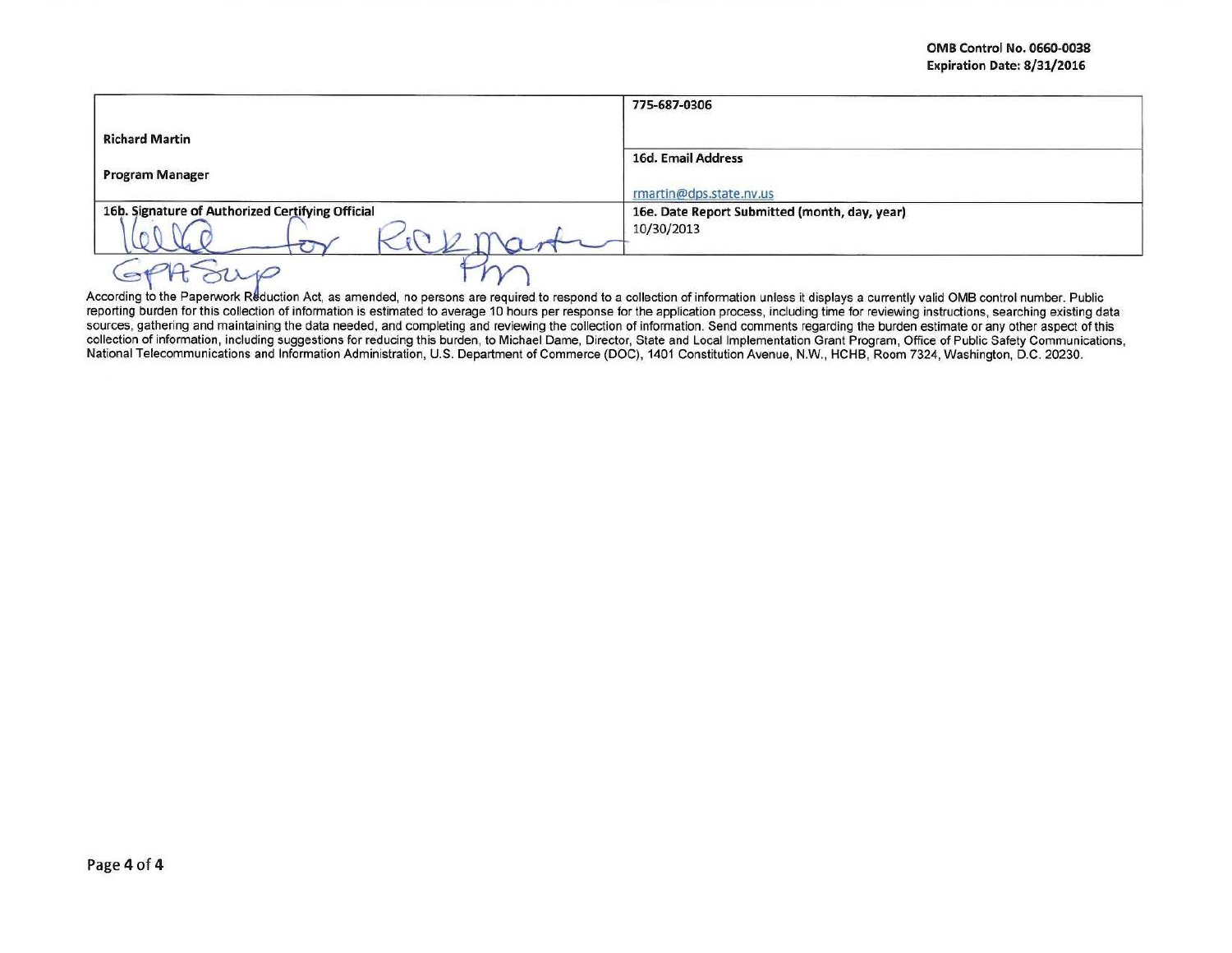OMB Control No. 0660-0038
Expiration Date: 8/31/2016

| | |
|---|---|
| Richard Martin<br><br>Program Manager | 775-687-0306 |
| | 16d. Email Address<br><br>rmartin@dps.state.nv.us |
| 16b. Signature of Authorized Certifying Official<br>Kelli for Rick Martin<br>GPA Sup PM | 16e. Date Report Submitted (month, day, year)<br>10/30/2013 |

According to the Paperwork Reduction Act, as amended, no persons are required to respond to a collection of information unless it displays a currently valid OMB control number. Public reporting burden for this collection of information is estimated to average 10 hours per response for the application process, including time for reviewing instructions, searching existing data sources, gathering and maintaining the data needed, and completing and reviewing the collection of information. Send comments regarding the burden estimate or any other aspect of this collection of information, including suggestions for reducing this burden, to Michael Dame, Director, State and Local Implementation Grant Program, Office of Public Safety Communications, National Telecommunications and Information Administration, U.S. Department of Commerce (DOC), 1401 Constitution Avenue, N.W., HCHB, Room 7324, Washington, D.C. 20230.